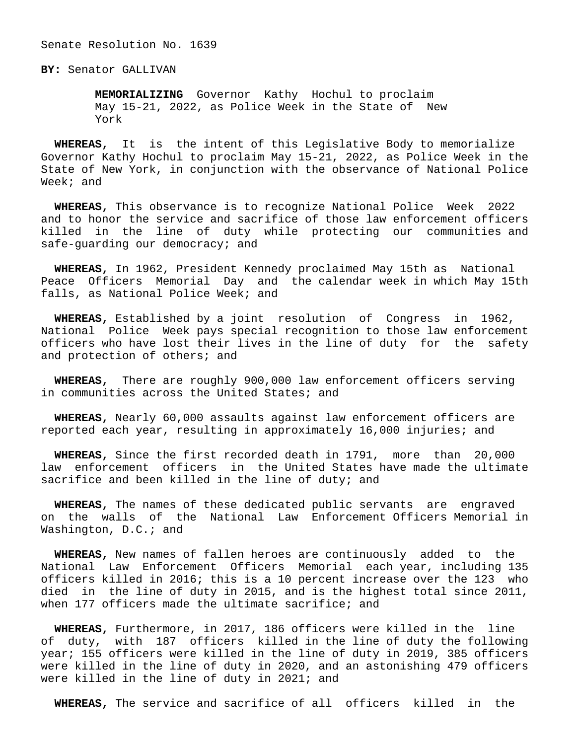Senate Resolution No. 1639

**BY:** Senator GALLIVAN

**MEMORIALIZING** Governor Kathy Hochul to proclaim May 15-21, 2022, as Police Week in the State of New York

**WHEREAS,** It is the intent of this Legislative Body to memorialize Governor Kathy Hochul to proclaim May 15-21, 2022, as Police Week in the State of New York, in conjunction with the observance of National Police Week; and

**WHEREAS,** This observance is to recognize National Police Week 2022 and to honor the service and sacrifice of those law enforcement officers killed in the line of duty while protecting our communities and safe-guarding our democracy; and

**WHEREAS,** In 1962, President Kennedy proclaimed May 15th as National Peace Officers Memorial Day and the calendar week in which May 15th falls, as National Police Week; and

**WHEREAS,** Established by a joint resolution of Congress in 1962, National Police Week pays special recognition to those law enforcement officers who have lost their lives in the line of duty for the safety and protection of others; and

**WHEREAS,** There are roughly 900,000 law enforcement officers serving in communities across the United States; and

**WHEREAS,** Nearly 60,000 assaults against law enforcement officers are reported each year, resulting in approximately 16,000 injuries; and

**WHEREAS,** Since the first recorded death in 1791, more than 20,000 law enforcement officers in the United States have made the ultimate sacrifice and been killed in the line of duty; and

**WHEREAS,** The names of these dedicated public servants are engraved on the walls of the National Law Enforcement Officers Memorial in Washington, D.C.; and

**WHEREAS,** New names of fallen heroes are continuously added to the National Law Enforcement Officers Memorial each year, including 135 officers killed in 2016; this is a 10 percent increase over the 123 who died in the line of duty in 2015, and is the highest total since 2011, when 177 officers made the ultimate sacrifice; and

**WHEREAS,** Furthermore, in 2017, 186 officers were killed in the line of duty, with 187 officers killed in the line of duty the following year; 155 officers were killed in the line of duty in 2019, 385 officers were killed in the line of duty in 2020, and an astonishing 479 officers were killed in the line of duty in 2021; and

**WHEREAS,** The service and sacrifice of all officers killed in the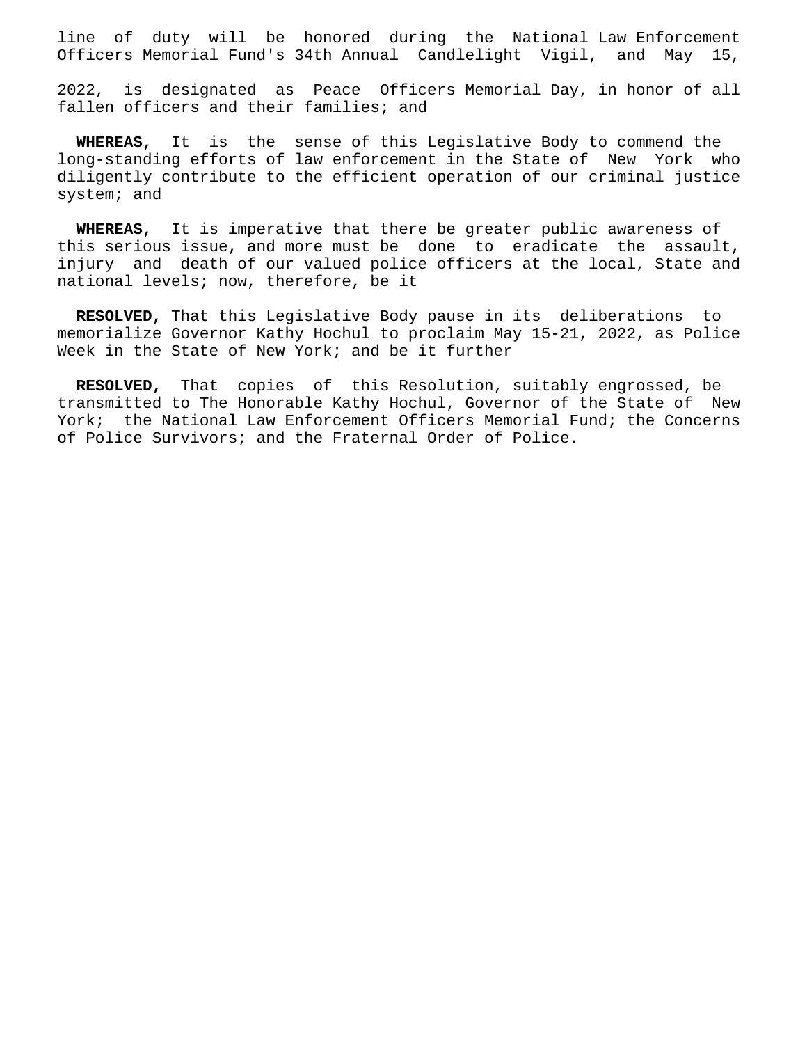line of duty will be honored during the National Law Enforcement Officers Memorial Fund's 34th Annual Candlelight Vigil, and May 15, 2022, is designated as Peace Officers Memorial Day, in honor of all fallen officers and their families; and

**WHEREAS,** It is the sense of this Legislative Body to commend the long-standing efforts of law enforcement in the State of New York who diligently contribute to the efficient operation of our criminal justice system; and

**WHEREAS,** It is imperative that there be greater public awareness of this serious issue, and more must be done to eradicate the assault, injury and death of our valued police officers at the local, State and national levels; now, therefore, be it

**RESOLVED,** That this Legislative Body pause in its deliberations to memorialize Governor Kathy Hochul to proclaim May 15-21, 2022, as Police Week in the State of New York; and be it further

**RESOLVED,** That copies of this Resolution, suitably engrossed, be transmitted to The Honorable Kathy Hochul, Governor of the State of New York; the National Law Enforcement Officers Memorial Fund; the Concerns of Police Survivors; and the Fraternal Order of Police.